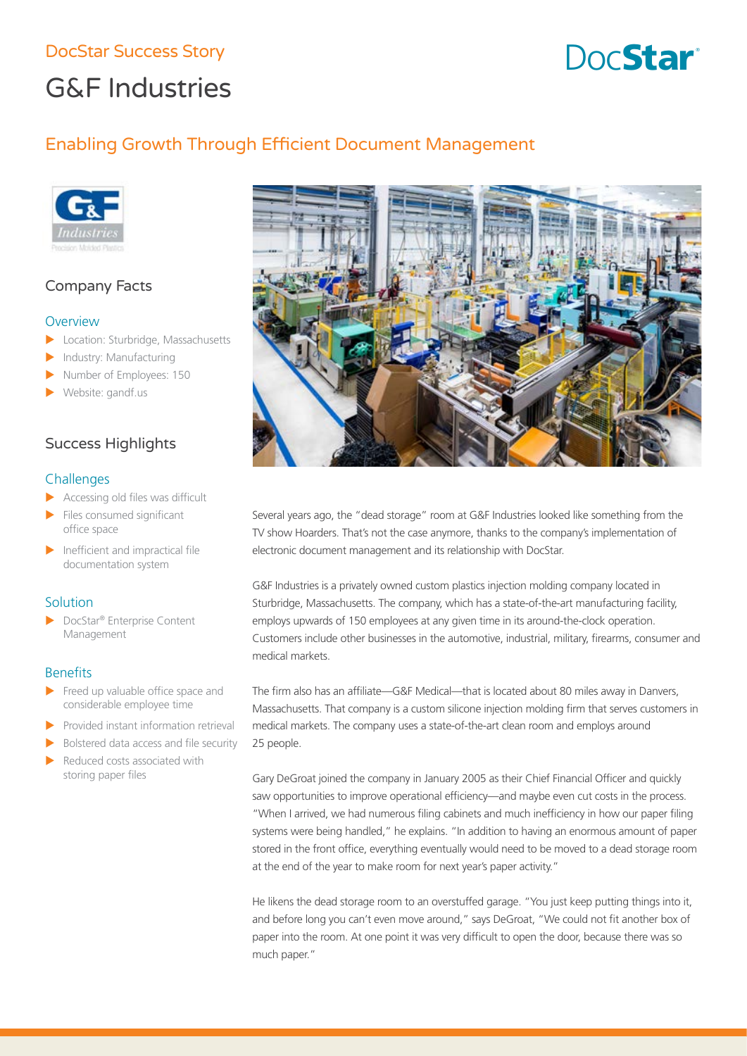DocStar Success Story

# G&F Industries

## Enabling Growth Through Efficient Document Management

### Company Facts

#### Overview

- Location: Sturbridge, Massachusetts
- Industry: Manufacturing
- Number of Employees: 150
- Website: gandf.us

### Success Highlights

#### Challenges

- Accessing old files was difficult
- Files consumed significant office space
- Inefficient and impractical file documentation system

#### Solution

- DocStar® Enterprise Content Management

#### Benefits

- Freed up valuable office space and considerable employee time
- Provided instant information retrieval
- Bolstered data access and file security
- Reduced costs associated with storing paper files

Several years ago, the "dead storage" room at G&F Industries looked like something from the TV show Hoarders. That's not the case anymore, thanks to the company's implementation of electronic document management and its relationship with DocStar.

G&F Industries is a privately owned custom plastics injection molding company located in Sturbridge, Massachusetts. The company, which has a state-of-the-art manufacturing facility, employs upwards of 150 employees at any given time in its around-the-clock operation. Customers include other businesses in the automotive, industrial, military, firearms, consumer and medical markets.

The firm also has an affiliate—G&F Medical—that is located about 80 miles away in Danvers, Massachusetts. That company is a custom silicone injection molding firm that serves customers in medical markets. The company uses a state-of-the-art clean room and employs around 25 people.

Gary DeGroat joined the company in January 2005 as their Chief Financial Officer and quickly saw opportunities to improve operational efficiency—and maybe even cut costs in the process. "When I arrived, we had numerous filing cabinets and much inefficiency in how our paper filing systems were being handled," he explains. "In addition to having an enormous amount of paper stored in the front office, everything eventually would need to be moved to a dead storage room at the end of the year to make room for next year's paper activity."

He likens the dead storage room to an overstuffed garage. "You just keep putting things into it, and before long you can't even move around," says DeGroat, "We could not fit another box of paper into the room. At one point it was very difficult to open the door, because there was so much paper."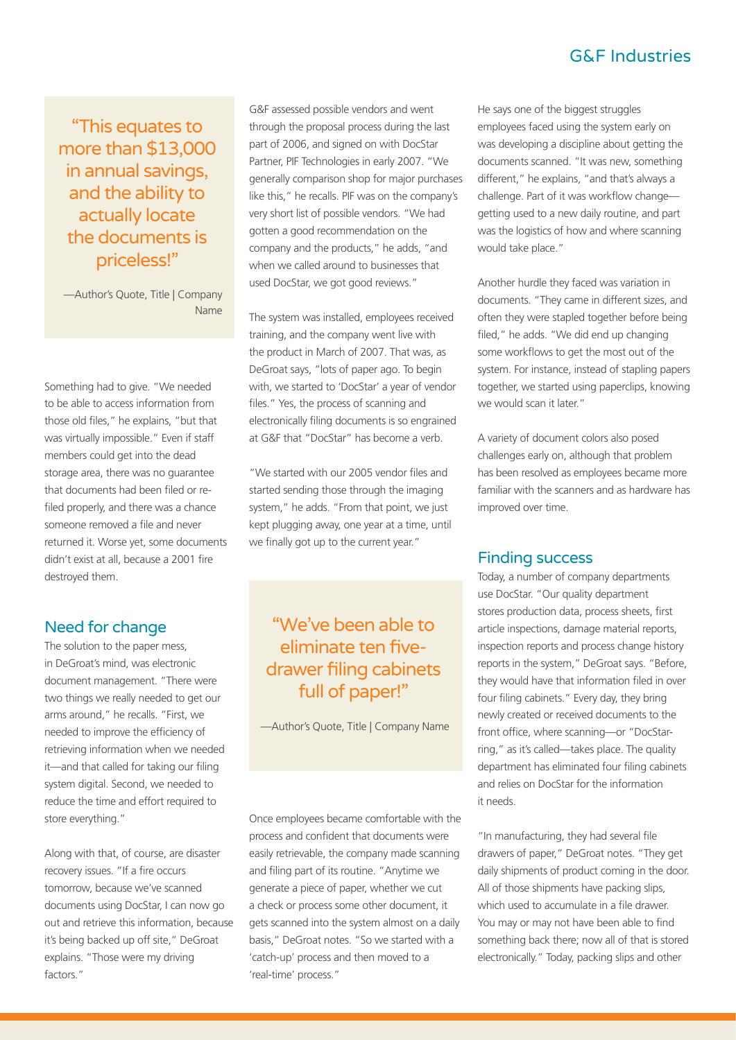> "This equates to more than $13,000 in annual savings, and the ability to actually locate the documents is priceless!"
>
> —Author's Quote, Title | Company Name

Something had to give. "We needed to be able to access information from those old files," he explains, "but that was virtually impossible." Even if staff members could get into the dead storage area, there was no guarantee that documents had been filed or re-filed properly, and there was a chance someone removed a file and never returned it. Worse yet, some documents didn't exist at all, because a 2001 fire destroyed them.

## Need for change

The solution to the paper mess, in DeGroat's mind, was electronic document management. "There were two things we really needed to get our arms around," he recalls. "First, we needed to improve the efficiency of retrieving information when we needed it—and that called for taking our filing system digital. Second, we needed to reduce the time and effort required to store everything."

Along with that, of course, are disaster recovery issues. "If a fire occurs tomorrow, because we've scanned documents using DocStar, I can now go out and retrieve this information, because it's being backed up off site," DeGroat explains. "Those were my driving factors."

G&F assessed possible vendors and went through the proposal process during the last part of 2006, and signed on with DocStar Partner, PIF Technologies in early 2007. "We generally comparison shop for major purchases like this," he recalls. PIF was on the company's very short list of possible vendors. "We had gotten a good recommendation on the company and the products," he adds, "and when we called around to businesses that used DocStar, we got good reviews."

The system was installed, employees received training, and the company went live with the product in March of 2007. That was, as DeGroat says, "lots of paper ago. To begin with, we started to 'DocStar' a year of vendor files." Yes, the process of scanning and electronically filing documents is so engrained at G&F that "DocStar" has become a verb.

"We started with our 2005 vendor files and started sending those through the imaging system," he adds. "From that point, we just kept plugging away, one year at a time, until we finally got up to the current year."

> "We've been able to eliminate ten five-drawer filing cabinets full of paper!"
>
> —Author's Quote, Title | Company Name

Once employees became comfortable with the process and confident that documents were easily retrievable, the company made scanning and filing part of its routine. "Anytime we generate a piece of paper, whether we cut a check or process some other document, it gets scanned into the system almost on a daily basis," DeGroat notes. "So we started with a 'catch-up' process and then moved to a 'real-time' process."

He says one of the biggest struggles employees faced using the system early on was developing a discipline about getting the documents scanned. "It was new, something different," he explains, "and that's always a challenge. Part of it was workflow change—getting used to a new daily routine, and part was the logistics of how and where scanning would take place."

Another hurdle they faced was variation in documents. "They came in different sizes, and often they were stapled together before being filed," he adds. "We did end up changing some workflows to get the most out of the system. For instance, instead of stapling papers together, we started using paperclips, knowing we would scan it later."

A variety of document colors also posed challenges early on, although that problem has been resolved as employees became more familiar with the scanners and as hardware has improved over time.

## Finding success

Today, a number of company departments use DocStar. "Our quality department stores production data, process sheets, first article inspections, damage material reports, inspection reports and process change history reports in the system," DeGroat says. "Before, they would have that information filed in over four filing cabinets." Every day, they bring newly created or received documents to the front office, where scanning—or "DocStar-ring," as it's called—takes place. The quality department has eliminated four filing cabinets and relies on DocStar for the information it needs.

"In manufacturing, they had several file drawers of paper," DeGroat notes. "They get daily shipments of product coming in the door. All of those shipments have packing slips, which used to accumulate in a file drawer. You may or may not have been able to find something back there; now all of that is stored electronically." Today, packing slips and other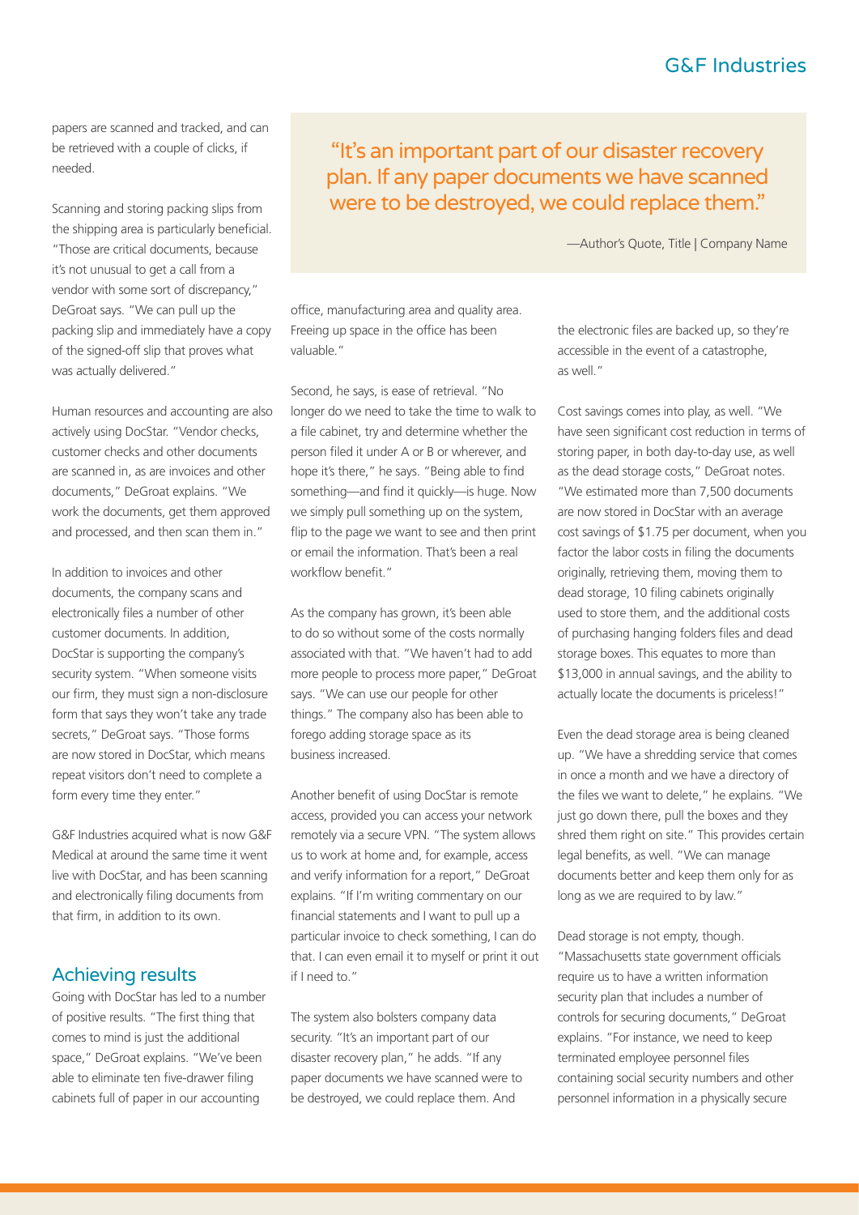papers are scanned and tracked, and can be retrieved with a couple of clicks, if needed.

Scanning and storing packing slips from the shipping area is particularly beneficial. "Those are critical documents, because it's not unusual to get a call from a vendor with some sort of discrepancy," DeGroat says. "We can pull up the packing slip and immediately have a copy of the signed-off slip that proves what was actually delivered."

Human resources and accounting are also actively using DocStar. "Vendor checks, customer checks and other documents are scanned in, as are invoices and other documents," DeGroat explains. "We work the documents, get them approved and processed, and then scan them in."

In addition to invoices and other documents, the company scans and electronically files a number of other customer documents. In addition, DocStar is supporting the company's security system. "When someone visits our firm, they must sign a non-disclosure form that says they won't take any trade secrets," DeGroat says. "Those forms are now stored in DocStar, which means repeat visitors don't need to complete a form every time they enter."

G&F Industries acquired what is now G&F Medical at around the same time it went live with DocStar, and has been scanning and electronically filing documents from that firm, in addition to its own.

## Achieving results

Going with DocStar has led to a number of positive results. "The first thing that comes to mind is just the additional space," DeGroat explains. "We've been able to eliminate ten five-drawer filing cabinets full of paper in our accounting office, manufacturing area and quality area. Freeing up space in the office has been valuable."

> "It's an important part of our disaster recovery plan. If any paper documents we have scanned were to be destroyed, we could replace them."
>
> —Author's Quote, Title | Company Name

Second, he says, is ease of retrieval. "No longer do we need to take the time to walk to a file cabinet, try and determine whether the person filed it under A or B or wherever, and hope it's there," he says. "Being able to find something—and find it quickly—is huge. Now we simply pull something up on the system, flip to the page we want to see and then print or email the information. That's been a real workflow benefit."

As the company has grown, it's been able to do so without some of the costs normally associated with that. "We haven't had to add more people to process more paper," DeGroat says. "We can use our people for other things." The company also has been able to forego adding storage space as its business increased.

Another benefit of using DocStar is remote access, provided you can access your network remotely via a secure VPN. "The system allows us to work at home and, for example, access and verify information for a report," DeGroat explains. "If I'm writing commentary on our financial statements and I want to pull up a particular invoice to check something, I can do that. I can even email it to myself or print it out if I need to."

The system also bolsters company data security. "It's an important part of our disaster recovery plan," he adds. "If any paper documents we have scanned were to be destroyed, we could replace them. And the electronic files are backed up, so they're accessible in the event of a catastrophe, as well."

Cost savings comes into play, as well. "We have seen significant cost reduction in terms of storing paper, in both day-to-day use, as well as the dead storage costs," DeGroat notes. "We estimated more than 7,500 documents are now stored in DocStar with an average cost savings of $1.75 per document, when you factor the labor costs in filing the documents originally, retrieving them, moving them to dead storage, 10 filing cabinets originally used to store them, and the additional costs of purchasing hanging folders files and dead storage boxes. This equates to more than $13,000 in annual savings, and the ability to actually locate the documents is priceless!"

Even the dead storage area is being cleaned up. "We have a shredding service that comes in once a month and we have a directory of the files we want to delete," he explains. "We just go down there, pull the boxes and they shred them right on site." This provides certain legal benefits, as well. "We can manage documents better and keep them only for as long as we are required to by law."

Dead storage is not empty, though. "Massachusetts state government officials require us to have a written information security plan that includes a number of controls for securing documents," DeGroat explains. "For instance, we need to keep terminated employee personnel files containing social security numbers and other personnel information in a physically secure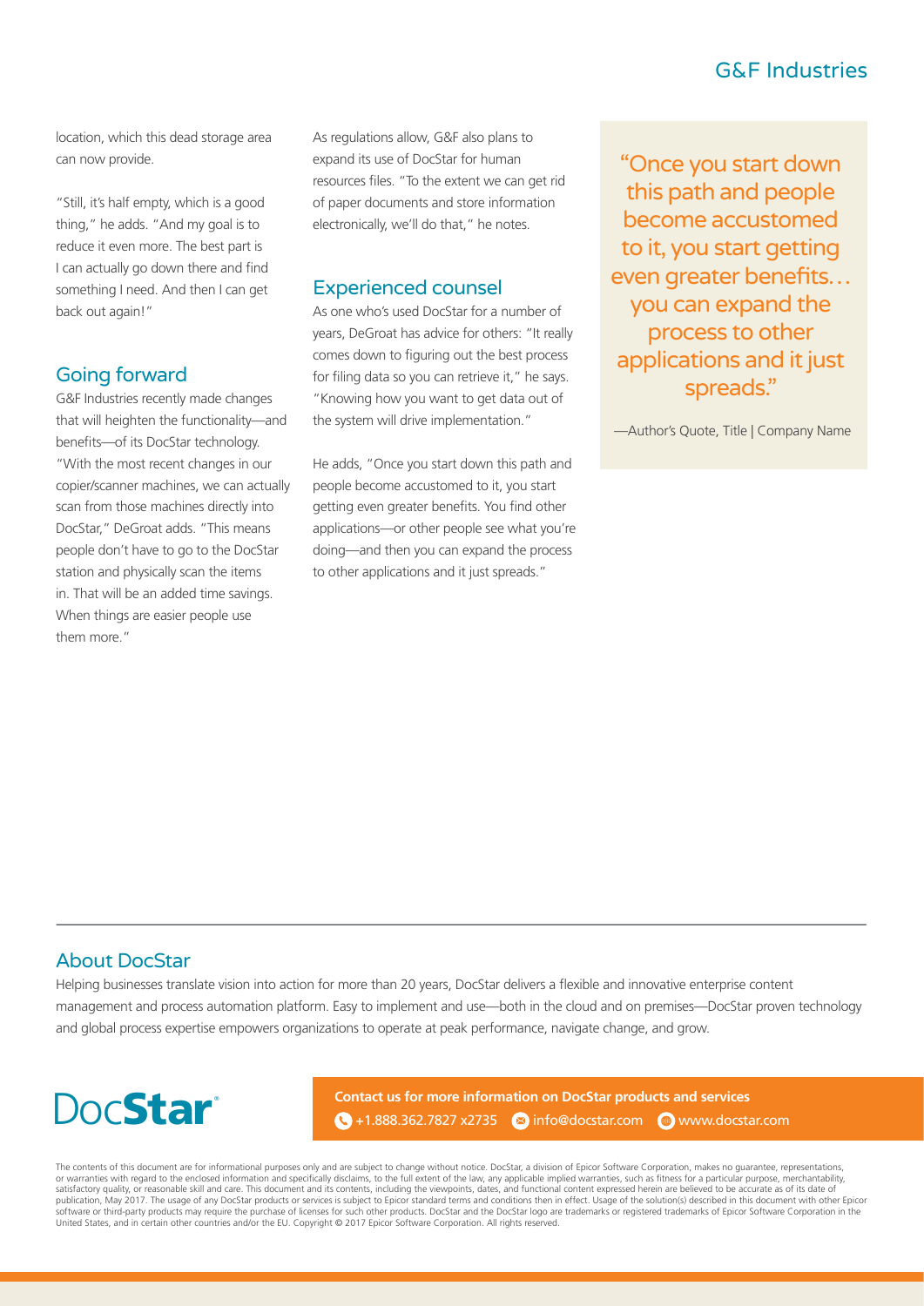location, which this dead storage area can now provide.

"Still, it's half empty, which is a good thing," he adds. "And my goal is to reduce it even more. The best part is I can actually go down there and find something I need. And then I can get back out again!"

## Going forward

G&F Industries recently made changes that will heighten the functionality—and benefits—of its DocStar technology. "With the most recent changes in our copier/scanner machines, we can actually scan from those machines directly into DocStar," DeGroat adds. "This means people don't have to go to the DocStar station and physically scan the items in. That will be an added time savings. When things are easier people use them more."

As regulations allow, G&F also plans to expand its use of DocStar for human resources files. "To the extent we can get rid of paper documents and store information electronically, we'll do that," he notes.

## Experienced counsel

As one who's used DocStar for a number of years, DeGroat has advice for others: "It really comes down to figuring out the best process for filing data so you can retrieve it," he says. "Knowing how you want to get data out of the system will drive implementation."

He adds, "Once you start down this path and people become accustomed to it, you start getting even greater benefits. You find other applications—or other people see what you're doing—and then you can expand the process to other applications and it just spreads."

> "Once you start down this path and people become accustomed to it, you start getting even greater benefits… you can expand the process to other applications and it just spreads."
>
> —Author's Quote, Title | Company Name

## About DocStar

Helping businesses translate vision into action for more than 20 years, DocStar delivers a flexible and innovative enterprise content management and process automation platform. Easy to implement and use—both in the cloud and on premises—DocStar proven technology and global process expertise empowers organizations to operate at peak performance, navigate change, and grow.

DocStar®

**Contact us for more information on DocStar products and services**

+1.888.362.7827 x2735 info@docstar.com www.docstar.com

The contents of this document are for informational purposes only and are subject to change without notice. DocStar, a division of Epicor Software Corporation, makes no guarantee, representations, or warranties with regard to the enclosed information and specifically disclaims, to the full extent of the law, any applicable implied warranties, such as fitness for a particular purpose, merchantability, satisfactory quality, or reasonable skill and care. This document and its contents, including the viewpoints, dates, and functional content expressed herein are believed to be accurate as of its date of publication, May 2017. The usage of any DocStar products or services is subject to Epicor standard terms and conditions then in effect. Usage of the solution(s) described in this document with other Epicor software or third-party products may require the purchase of licenses for such other products. DocStar and the DocStar logo are trademarks or registered trademarks of Epicor Software Corporation in the United States, and in certain other countries and/or the EU. Copyright © 2017 Epicor Software Corporation. All rights reserved.